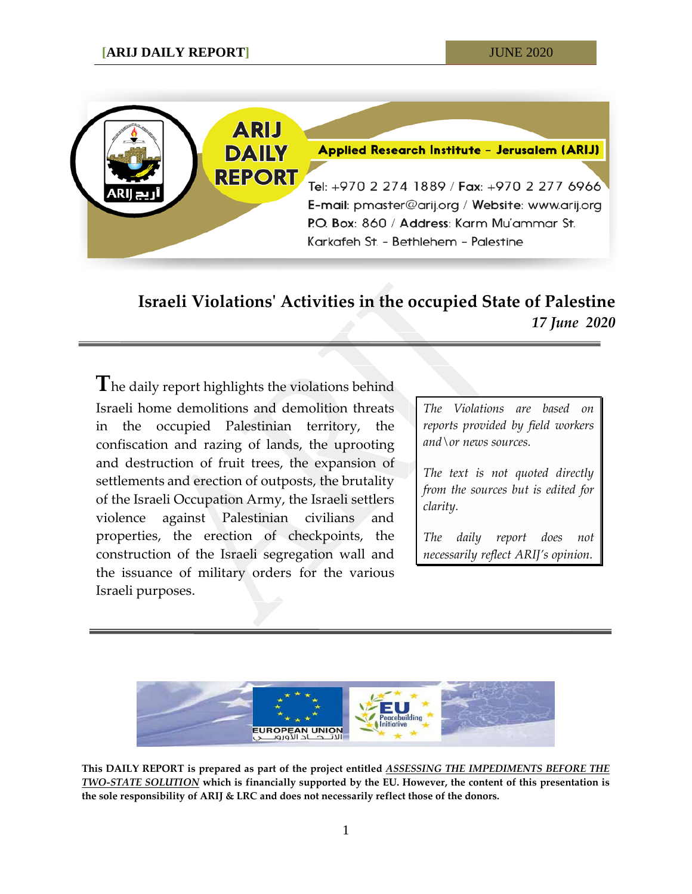Applied Research Institute - Jerusalem (ARIJ)

Tel: +970 2 274 1889 / Fax: +970 2 277 6966
E-mail: pmaster@arij.org / Website: www.arij.org
P.O. Box: 860 / Address: Karm Mu'ammar St.
Karkafeh St. - Bethlehem - Palestine

# Israeli Violations' Activities in the occupied State of Palestine

*17 June 2020*

The daily report highlights the violations behind Israeli home demolitions and demolition threats in the occupied Palestinian territory, the confiscation and razing of lands, the uprooting and destruction of fruit trees, the expansion of settlements and erection of outposts, the brutality of the Israeli Occupation Army, the Israeli settlers violence against Palestinian civilians and properties, the erection of checkpoints, the construction of the Israeli segregation wall and the issuance of military orders for the various Israeli purposes.

*The Violations are based on reports provided by field workers and\or news sources.*

*The text is not quoted directly from the sources but is edited for clarity.*

*The daily report does not necessarily reflect ARIJ's opinion.*

**This DAILY REPORT is prepared as part of the project entitled *ASSESSING THE IMPEDIMENTS BEFORE THE TWO-STATE SOLUTION* which is financially supported by the EU. However, the content of this presentation is the sole responsibility of ARIJ & LRC and does not necessarily reflect those of the donors.**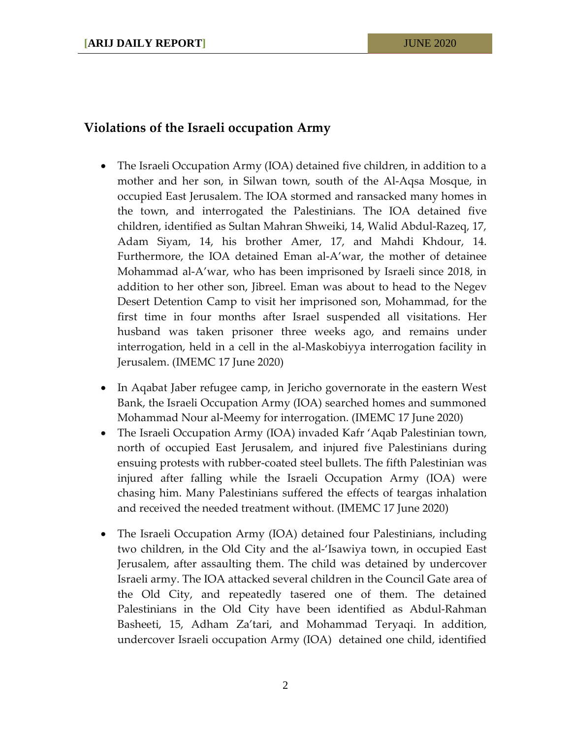## Violations of the Israeli occupation Army

- The Israeli Occupation Army (IOA) detained five children, in addition to a mother and her son, in Silwan town, south of the Al-Aqsa Mosque, in occupied East Jerusalem. The IOA stormed and ransacked many homes in the town, and interrogated the Palestinians. The IOA detained five children, identified as Sultan Mahran Shweiki, 14, Walid Abdul-Razeq, 17, Adam Siyam, 14, his brother Amer, 17, and Mahdi Khdour, 14. Furthermore, the IOA detained Eman al-A'war, the mother of detainee Mohammad al-A'war, who has been imprisoned by Israeli since 2018, in addition to her other son, Jibreel. Eman was about to head to the Negev Desert Detention Camp to visit her imprisoned son, Mohammad, for the first time in four months after Israel suspended all visitations. Her husband was taken prisoner three weeks ago, and remains under interrogation, held in a cell in the al-Maskobiyya interrogation facility in Jerusalem. (IMEMC 17 June 2020)
- In Aqabat Jaber refugee camp, in Jericho governorate in the eastern West Bank, the Israeli Occupation Army (IOA) searched homes and summoned Mohammad Nour al-Meemy for interrogation. (IMEMC 17 June 2020)
- The Israeli Occupation Army (IOA) invaded Kafr 'Aqab Palestinian town, north of occupied East Jerusalem, and injured five Palestinians during ensuing protests with rubber-coated steel bullets. The fifth Palestinian was injured after falling while the Israeli Occupation Army (IOA) were chasing him. Many Palestinians suffered the effects of teargas inhalation and received the needed treatment without. (IMEMC 17 June 2020)
- The Israeli Occupation Army (IOA) detained four Palestinians, including two children, in the Old City and the al-'Isawiya town, in occupied East Jerusalem, after assaulting them. The child was detained by undercover Israeli army. The IOA attacked several children in the Council Gate area of the Old City, and repeatedly tasered one of them. The detained Palestinians in the Old City have been identified as Abdul-Rahman Basheeti, 15, Adham Za'tari, and Mohammad Teryaqi. In addition, undercover Israeli occupation Army (IOA) detained one child, identified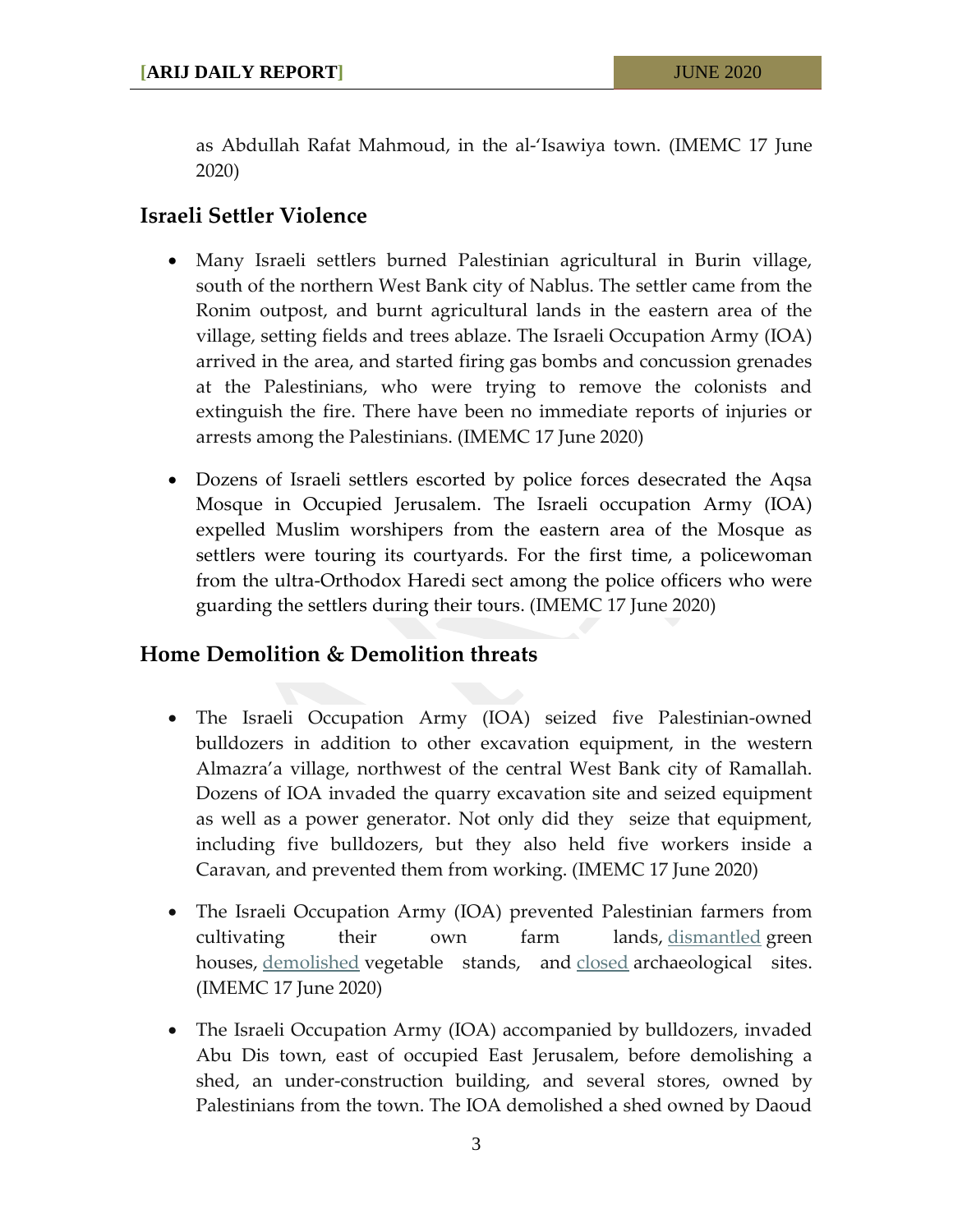as Abdullah Rafat Mahmoud, in the al-'Isawiya town. (IMEMC 17 June 2020)

## Israeli Settler Violence

- Many Israeli settlers burned Palestinian agricultural in Burin village, south of the northern West Bank city of Nablus. The settler came from the Ronim outpost, and burnt agricultural lands in the eastern area of the village, setting fields and trees ablaze. The Israeli Occupation Army (IOA) arrived in the area, and started firing gas bombs and concussion grenades at the Palestinians, who were trying to remove the colonists and extinguish the fire. There have been no immediate reports of injuries or arrests among the Palestinians. (IMEMC 17 June 2020)

- Dozens of Israeli settlers escorted by police forces desecrated the Aqsa Mosque in Occupied Jerusalem. The Israeli occupation Army (IOA) expelled Muslim worshipers from the eastern area of the Mosque as settlers were touring its courtyards. For the first time, a policewoman from the ultra-Orthodox Haredi sect among the police officers who were guarding the settlers during their tours. (IMEMC 17 June 2020)

## Home Demolition & Demolition threats

- The Israeli Occupation Army (IOA) seized five Palestinian-owned bulldozers in addition to other excavation equipment, in the western Almazra'a village, northwest of the central West Bank city of Ramallah. Dozens of IOA invaded the quarry excavation site and seized equipment as well as a power generator. Not only did they seize that equipment, including five bulldozers, but they also held five workers inside a Caravan, and prevented them from working. (IMEMC 17 June 2020)

- The Israeli Occupation Army (IOA) prevented Palestinian farmers from cultivating their own farm lands, dismantled green houses, demolished vegetable stands, and closed archaeological sites. (IMEMC 17 June 2020)

- The Israeli Occupation Army (IOA) accompanied by bulldozers, invaded Abu Dis town, east of occupied East Jerusalem, before demolishing a shed, an under-construction building, and several stores, owned by Palestinians from the town. The IOA demolished a shed owned by Daoud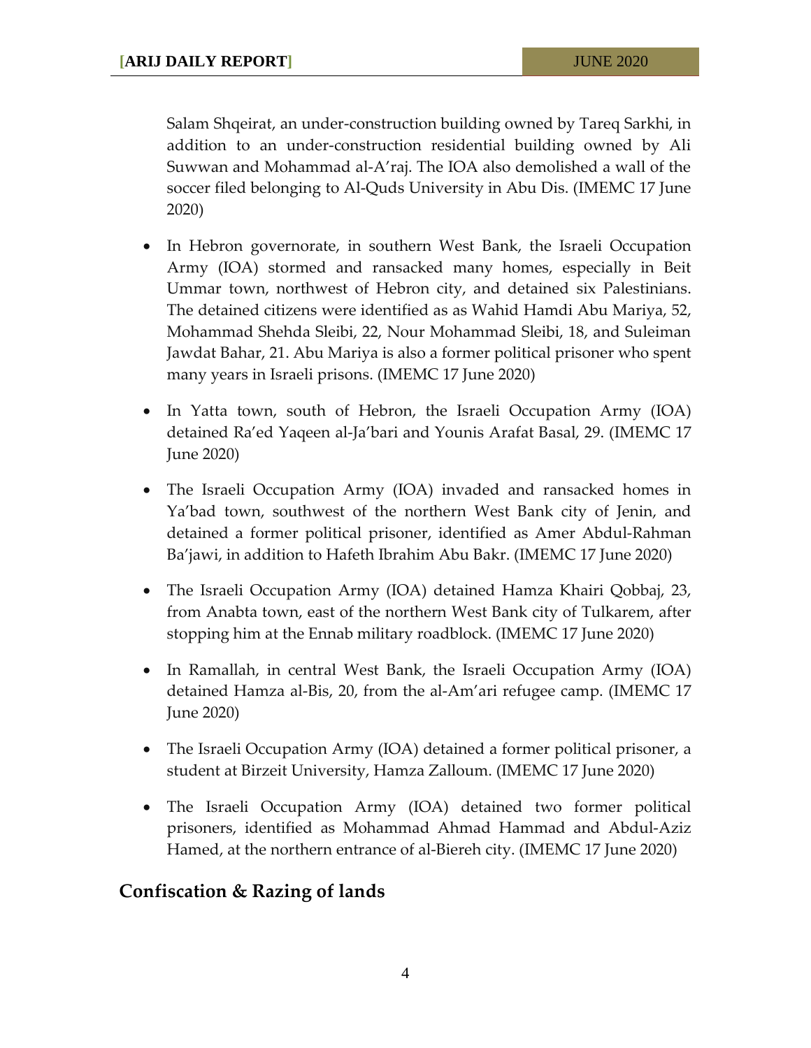Salam Shqeirat, an under-construction building owned by Tareq Sarkhi, in addition to an under-construction residential building owned by Ali Suwwan and Mohammad al-A'raj. The IOA also demolished a wall of the soccer filed belonging to Al-Quds University in Abu Dis. (IMEMC 17 June 2020)

- In Hebron governorate, in southern West Bank, the Israeli Occupation Army (IOA) stormed and ransacked many homes, especially in Beit Ummar town, northwest of Hebron city, and detained six Palestinians. The detained citizens were identified as as Wahid Hamdi Abu Mariya, 52, Mohammad Shehda Sleibi, 22, Nour Mohammad Sleibi, 18, and Suleiman Jawdat Bahar, 21. Abu Mariya is also a former political prisoner who spent many years in Israeli prisons. (IMEMC 17 June 2020)
- In Yatta town, south of Hebron, the Israeli Occupation Army (IOA) detained Ra'ed Yaqeen al-Ja'bari and Younis Arafat Basal, 29. (IMEMC 17 June 2020)
- The Israeli Occupation Army (IOA) invaded and ransacked homes in Ya'bad town, southwest of the northern West Bank city of Jenin, and detained a former political prisoner, identified as Amer Abdul-Rahman Ba'jawi, in addition to Hafeth Ibrahim Abu Bakr. (IMEMC 17 June 2020)
- The Israeli Occupation Army (IOA) detained Hamza Khairi Qobbaj, 23, from Anabta town, east of the northern West Bank city of Tulkarem, after stopping him at the Ennab military roadblock. (IMEMC 17 June 2020)
- In Ramallah, in central West Bank, the Israeli Occupation Army (IOA) detained Hamza al-Bis, 20, from the al-Am'ari refugee camp. (IMEMC 17 June 2020)
- The Israeli Occupation Army (IOA) detained a former political prisoner, a student at Birzeit University, Hamza Zalloum. (IMEMC 17 June 2020)
- The Israeli Occupation Army (IOA) detained two former political prisoners, identified as Mohammad Ahmad Hammad and Abdul-Aziz Hamed, at the northern entrance of al-Biereh city. (IMEMC 17 June 2020)

## Confiscation & Razing of lands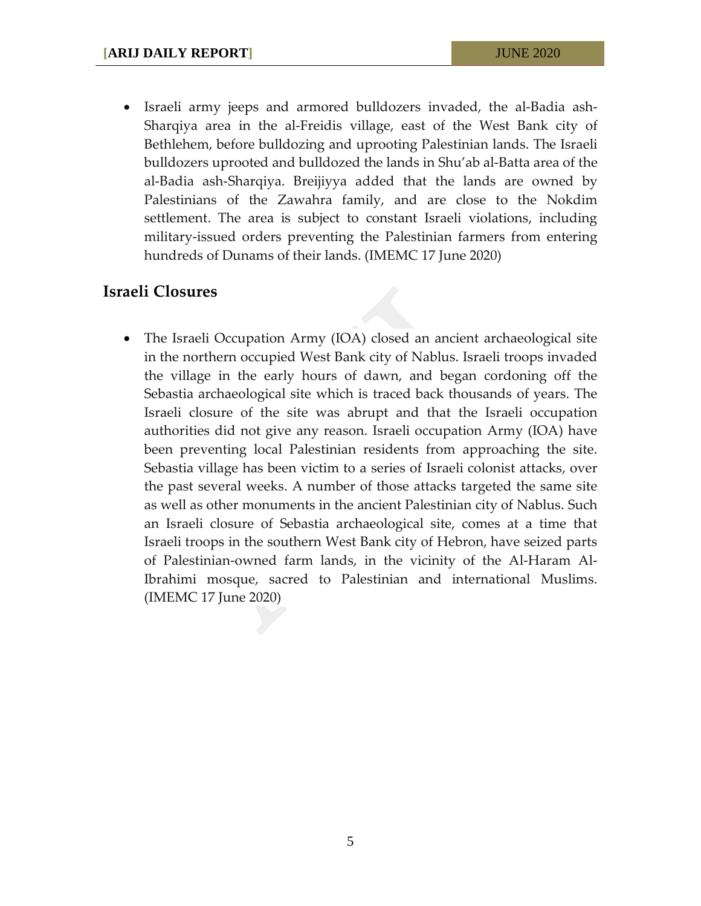- Israeli army jeeps and armored bulldozers invaded, the al-Badia ash-Sharqiya area in the al-Freidis village, east of the West Bank city of Bethlehem, before bulldozing and uprooting Palestinian lands. The Israeli bulldozers uprooted and bulldozed the lands in Shu'ab al-Batta area of the al-Badia ash-Sharqiya. Breijiyya added that the lands are owned by Palestinians of the Zawahra family, and are close to the Nokdim settlement. The area is subject to constant Israeli violations, including military-issued orders preventing the Palestinian farmers from entering hundreds of Dunams of their lands. (IMEMC 17 June 2020)

## Israeli Closures

- The Israeli Occupation Army (IOA) closed an ancient archaeological site in the northern occupied West Bank city of Nablus. Israeli troops invaded the village in the early hours of dawn, and began cordoning off the Sebastia archaeological site which is traced back thousands of years. The Israeli closure of the site was abrupt and that the Israeli occupation authorities did not give any reason. Israeli occupation Army (IOA) have been preventing local Palestinian residents from approaching the site. Sebastia village has been victim to a series of Israeli colonist attacks, over the past several weeks. A number of those attacks targeted the same site as well as other monuments in the ancient Palestinian city of Nablus. Such an Israeli closure of Sebastia archaeological site, comes at a time that Israeli troops in the southern West Bank city of Hebron, have seized parts of Palestinian-owned farm lands, in the vicinity of the Al-Haram Al-Ibrahimi mosque, sacred to Palestinian and international Muslims. (IMEMC 17 June 2020)